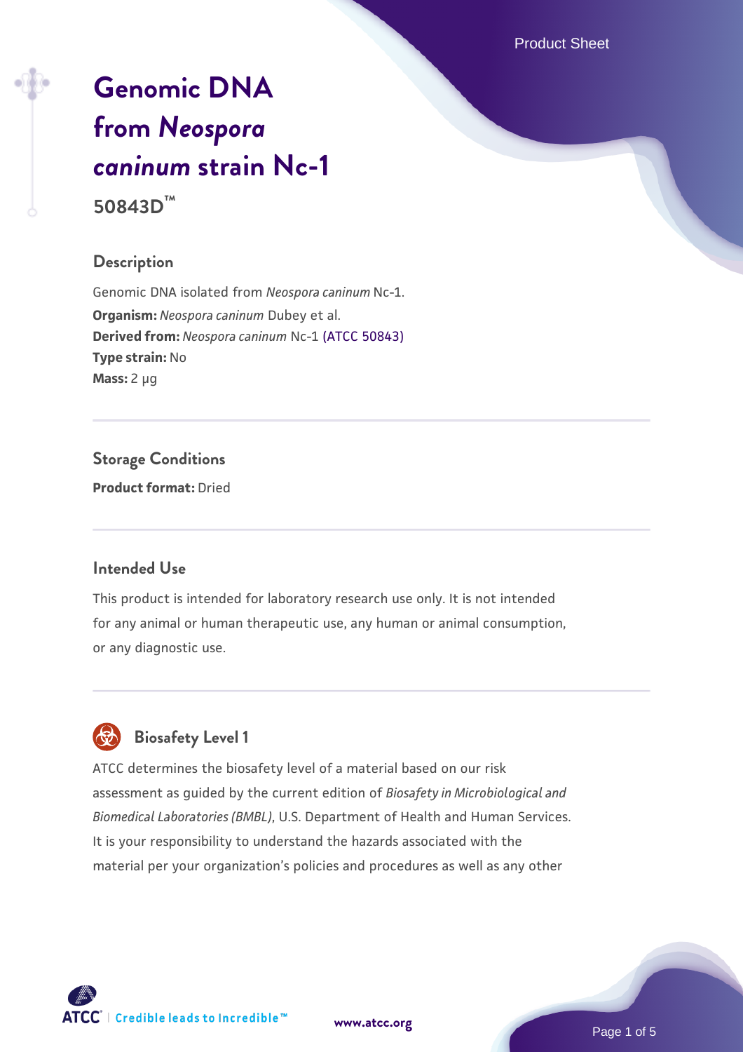# Genomic DNA from *Neospora caninum* strain Nc-1

**50843D™**

## Description

Genomic DNA isolated from *Neospora caninum* Nc-1.

**Organism:** *Neospora caninum* Dubey et al.

**Derived from:** *Neospora caninum* Nc-1 (ATCC 50843)

**Type strain:** No

**Mass:** 2 µg

## Storage Conditions

**Product format:** Dried

## Intended Use

This product is intended for laboratory research use only. It is not intended for any animal or human therapeutic use, any human or animal consumption, or any diagnostic use.

## Biosafety Level 1

ATCC determines the biosafety level of a material based on our risk assessment as guided by the current edition of *Biosafety in Microbiological and Biomedical Laboratories (BMBL)*, U.S. Department of Health and Human Services. It is your responsibility to understand the hazards associated with the material per your organization's policies and procedures as well as any other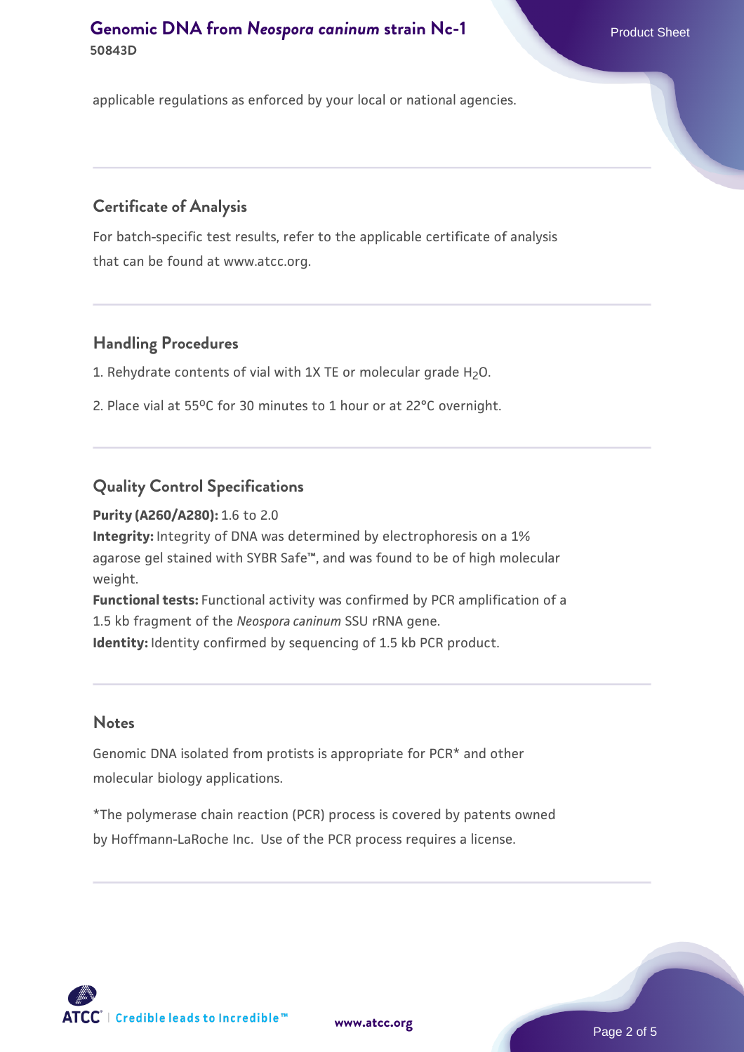applicable regulations as enforced by your local or national agencies.

## Certificate of Analysis

For batch-specific test results, refer to the applicable certificate of analysis that can be found at www.atcc.org.

## Handling Procedures

1. Rehydrate contents of vial with 1X TE or molecular grade $H_2O$.

2. Place vial at 55ºC for 30 minutes to 1 hour or at 22°C overnight.

## Quality Control Specifications

**Purity (A260/A280):** 1.6 to 2.0
**Integrity:** Integrity of DNA was determined by electrophoresis on a 1% agarose gel stained with SYBR Safe™, and was found to be of high molecular weight.
**Functional tests:** Functional activity was confirmed by PCR amplification of a 1.5 kb fragment of the *Neospora caninum* SSU rRNA gene.
**Identity:** Identity confirmed by sequencing of 1.5 kb PCR product.

## Notes

Genomic DNA isolated from protists is appropriate for PCR* and other molecular biology applications.

*The polymerase chain reaction (PCR) process is covered by patents owned by Hoffmann-LaRoche Inc. Use of the PCR process requires a license.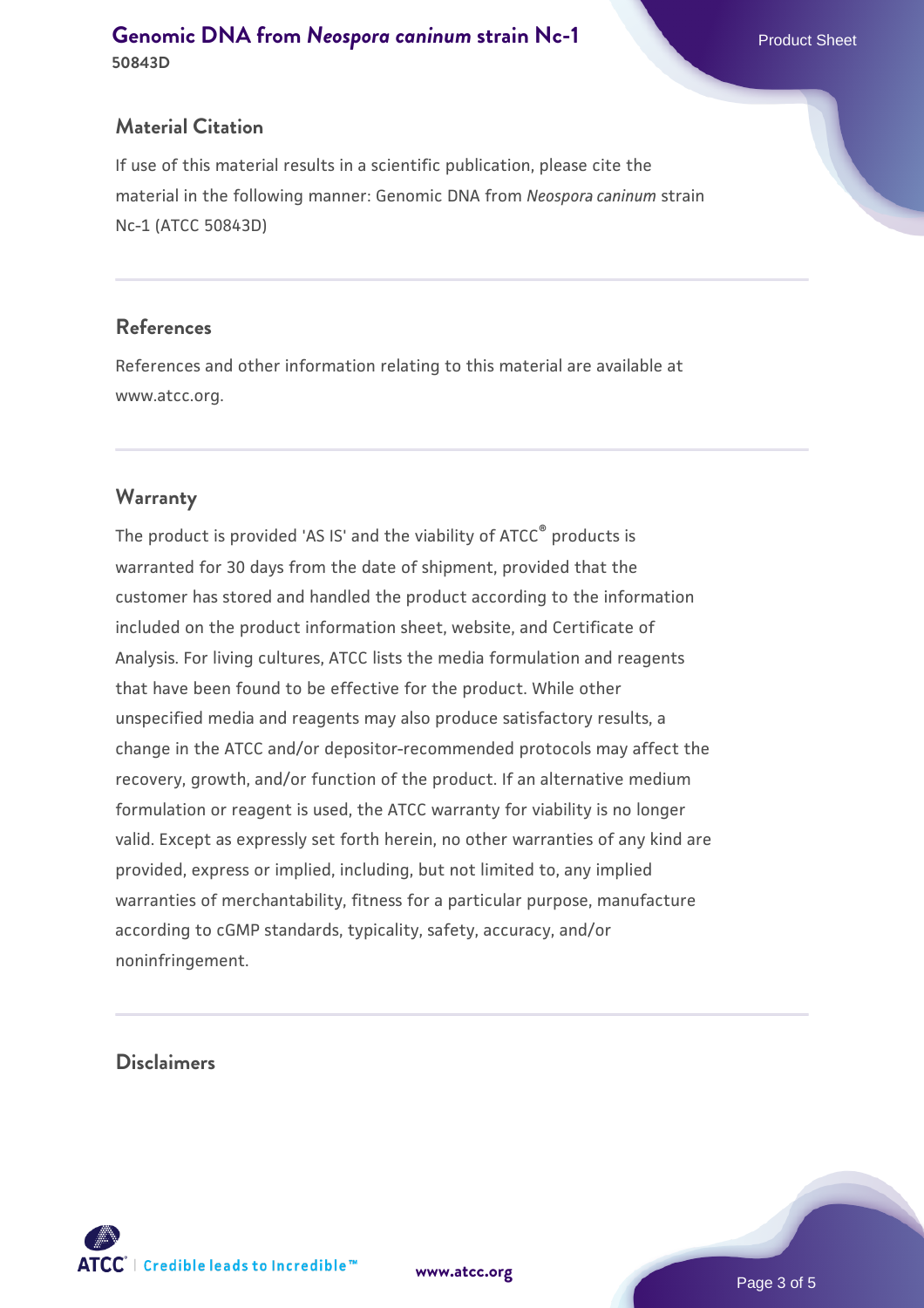## Material Citation

If use of this material results in a scientific publication, please cite the material in the following manner: Genomic DNA from *Neospora caninum* strain Nc-1 (ATCC 50843D)

## References

References and other information relating to this material are available at www.atcc.org.

## Warranty

The product is provided 'AS IS' and the viability of ATCC® products is warranted for 30 days from the date of shipment, provided that the customer has stored and handled the product according to the information included on the product information sheet, website, and Certificate of Analysis. For living cultures, ATCC lists the media formulation and reagents that have been found to be effective for the product. While other unspecified media and reagents may also produce satisfactory results, a change in the ATCC and/or depositor-recommended protocols may affect the recovery, growth, and/or function of the product. If an alternative medium formulation or reagent is used, the ATCC warranty for viability is no longer valid. Except as expressly set forth herein, no other warranties of any kind are provided, express or implied, including, but not limited to, any implied warranties of merchantability, fitness for a particular purpose, manufacture according to cGMP standards, typicality, safety, accuracy, and/or noninfringement.

## Disclaimers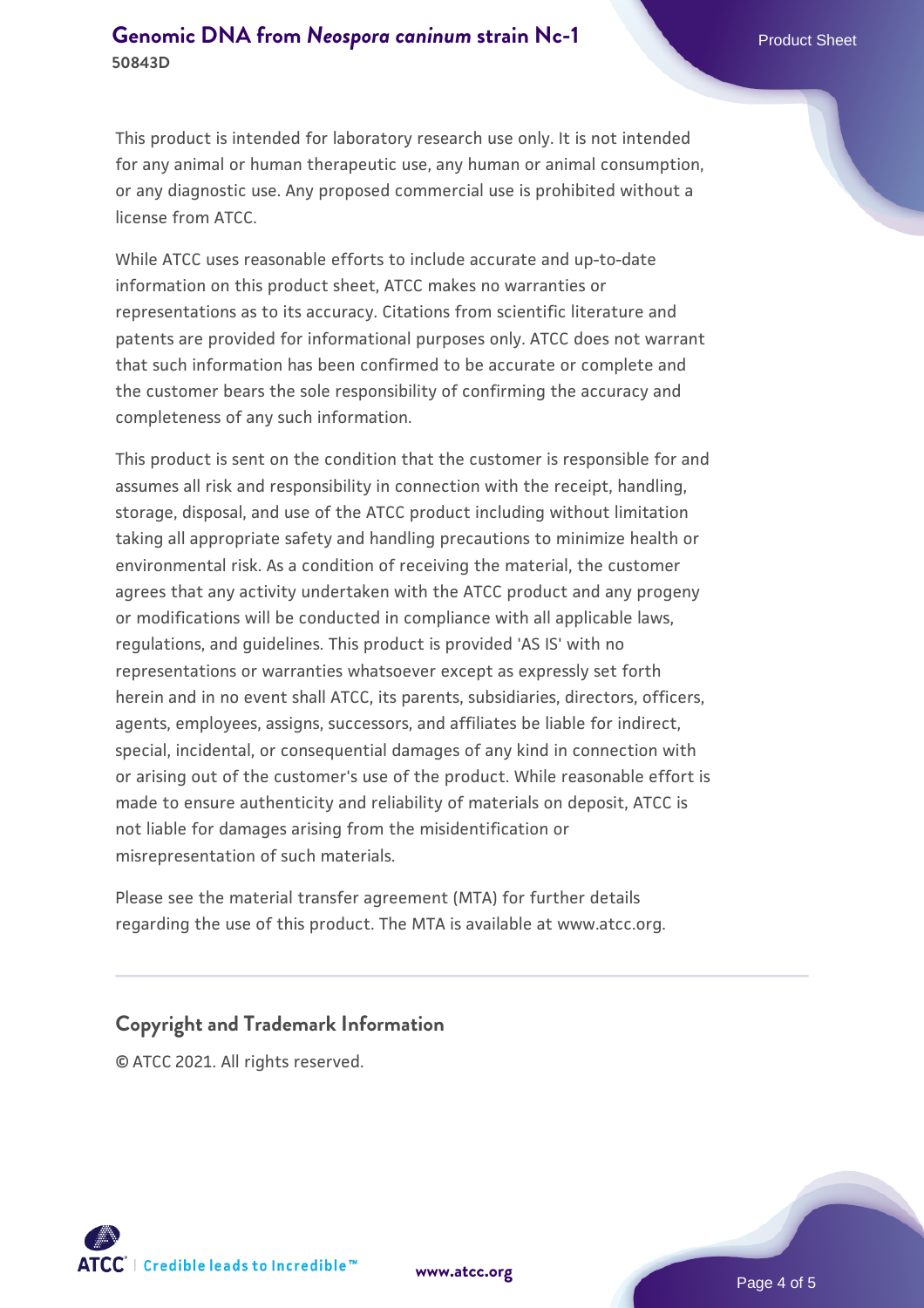This product is intended for laboratory research use only. It is not intended for any animal or human therapeutic use, any human or animal consumption, or any diagnostic use. Any proposed commercial use is prohibited without a license from ATCC.

While ATCC uses reasonable efforts to include accurate and up-to-date information on this product sheet, ATCC makes no warranties or representations as to its accuracy. Citations from scientific literature and patents are provided for informational purposes only. ATCC does not warrant that such information has been confirmed to be accurate or complete and the customer bears the sole responsibility of confirming the accuracy and completeness of any such information.

This product is sent on the condition that the customer is responsible for and assumes all risk and responsibility in connection with the receipt, handling, storage, disposal, and use of the ATCC product including without limitation taking all appropriate safety and handling precautions to minimize health or environmental risk. As a condition of receiving the material, the customer agrees that any activity undertaken with the ATCC product and any progeny or modifications will be conducted in compliance with all applicable laws, regulations, and guidelines. This product is provided 'AS IS' with no representations or warranties whatsoever except as expressly set forth herein and in no event shall ATCC, its parents, subsidiaries, directors, officers, agents, employees, assigns, successors, and affiliates be liable for indirect, special, incidental, or consequential damages of any kind in connection with or arising out of the customer's use of the product. While reasonable effort is made to ensure authenticity and reliability of materials on deposit, ATCC is not liable for damages arising from the misidentification or misrepresentation of such materials.

Please see the material transfer agreement (MTA) for further details regarding the use of this product. The MTA is available at www.atcc.org.

## Copyright and Trademark Information

© ATCC 2021. All rights reserved.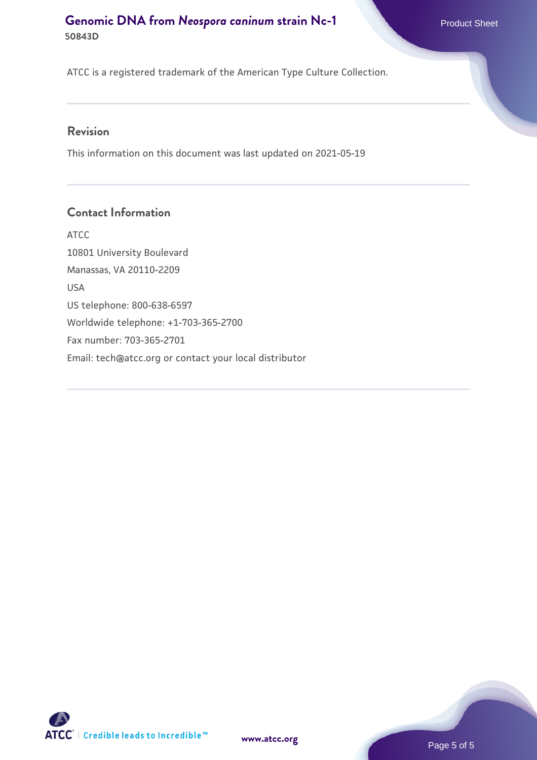ATCC is a registered trademark of the American Type Culture Collection.

## Revision

This information on this document was last updated on 2021-05-19

## Contact Information

ATCC
10801 University Boulevard
Manassas, VA 20110-2209
USA
US telephone: 800-638-6597
Worldwide telephone: +1-703-365-2700
Fax number: 703-365-2701
Email: tech@atcc.org or contact your local distributor